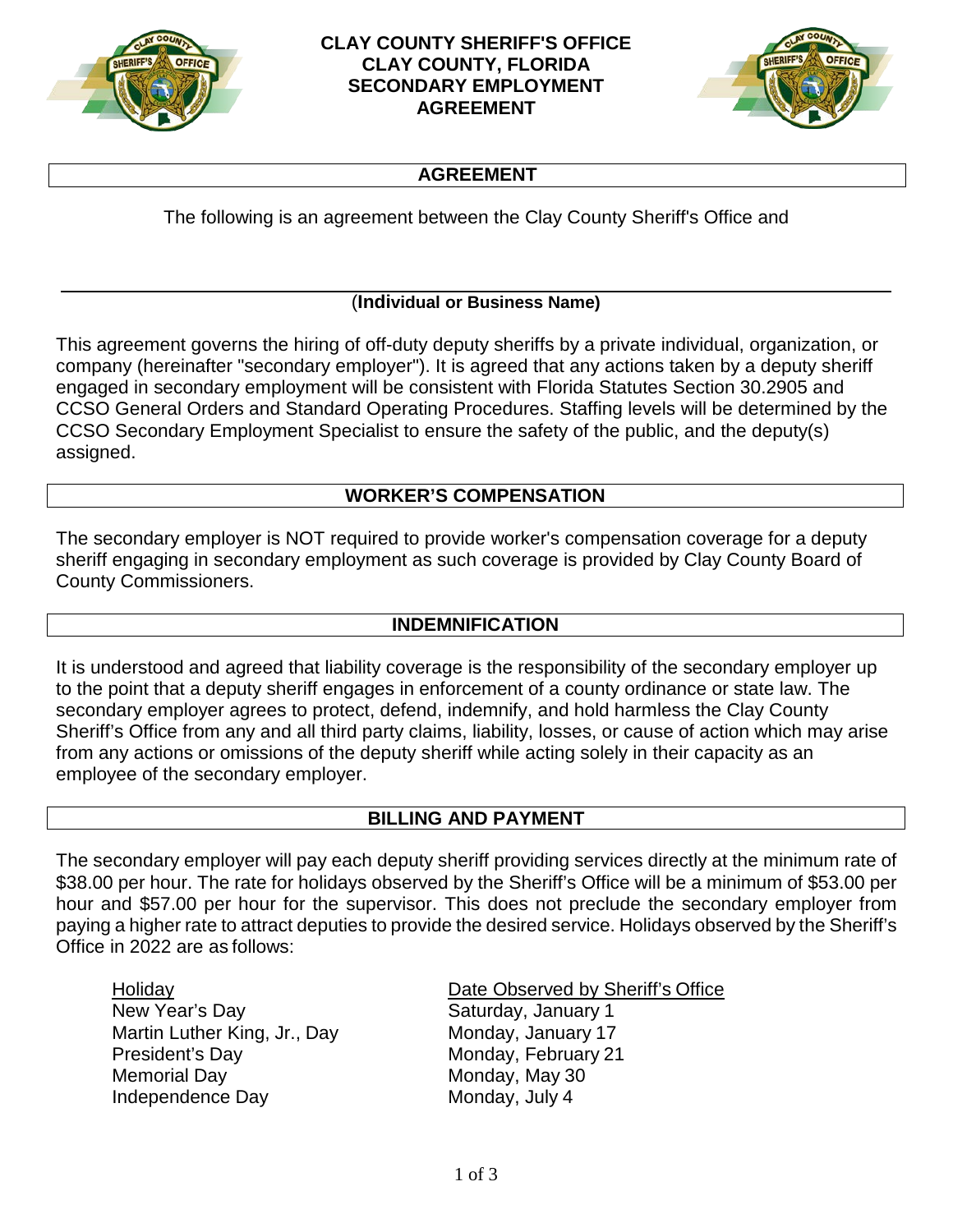# CLAY COUNTY SHERIFF'S OFFICE
# CLAY COUNTY, FLORIDA
# SECONDARY EMPLOYMENT AGREEMENT

## AGREEMENT

The following is an agreement between the Clay County Sheriff's Office and

\_\_\_\_\_\_\_\_\_\_\_\_\_\_\_\_\_\_\_\_\_\_\_\_\_\_\_\_\_\_\_\_\_\_\_\_\_\_\_\_\_\_\_\_\_\_\_\_

**(Individual or Business Name)**

This agreement governs the hiring of off-duty deputy sheriffs by a private individual, organization, or company (hereinafter "secondary employer"). It is agreed that any actions taken by a deputy sheriff engaged in secondary employment will be consistent with Florida Statutes Section 30.2905 and CCSO General Orders and Standard Operating Procedures. Staffing levels will be determined by the CCSO Secondary Employment Specialist to ensure the safety of the public, and the deputy(s) assigned.

## WORKER'S COMPENSATION

The secondary employer is NOT required to provide worker's compensation coverage for a deputy sheriff engaging in secondary employment as such coverage is provided by Clay County Board of County Commissioners.

## INDEMNIFICATION

It is understood and agreed that liability coverage is the responsibility of the secondary employer up to the point that a deputy sheriff engages in enforcement of a county ordinance or state law. The secondary employer agrees to protect, defend, indemnify, and hold harmless the Clay County Sheriff's Office from any and all third party claims, liability, losses, or cause of action which may arise from any actions or omissions of the deputy sheriff while acting solely in their capacity as an employee of the secondary employer.

## BILLING AND PAYMENT

The secondary employer will pay each deputy sheriff providing services directly at the minimum rate of $38.00 per hour. The rate for holidays observed by the Sheriff's Office will be a minimum of $53.00 per hour and $57.00 per hour for the supervisor. This does not preclude the secondary employer from paying a higher rate to attract deputies to provide the desired service. Holidays observed by the Sheriff's Office in 2022 are as follows:

| Holiday | Date Observed by Sheriff's Office |
| --- | --- |
| New Year's Day | Saturday, January 1 |
| Martin Luther King, Jr., Day | Monday, January 17 |
| President's Day | Monday, February 21 |
| Memorial Day | Monday, May 30 |
| Independence Day | Monday, July 4 |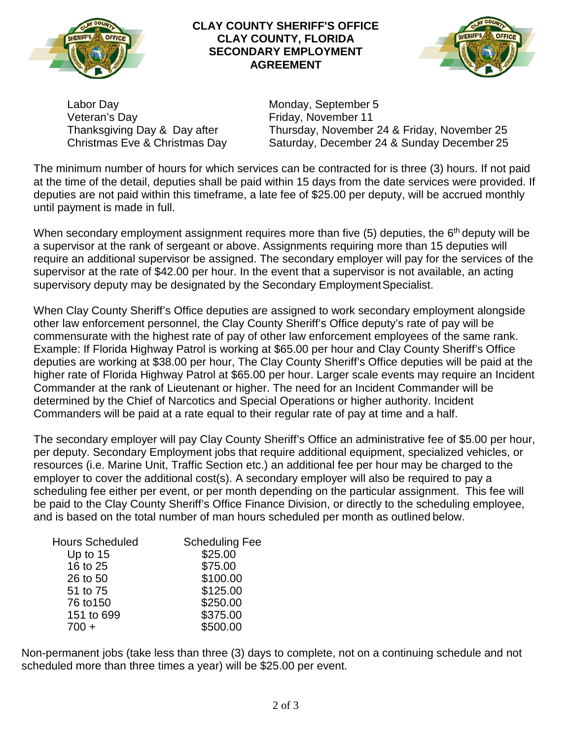**CLAY COUNTY SHERIFF'S OFFICE**
**CLAY COUNTY, FLORIDA**
**SECONDARY EMPLOYMENT AGREEMENT**

| | |
|---|---|
| Labor Day | Monday, September 5 |
| Veteran's Day | Friday, November 11 |
| Thanksgiving Day & Day after | Thursday, November 24 & Friday, November 25 |
| Christmas Eve & Christmas Day | Saturday, December 24 & Sunday December 25 |

The minimum number of hours for which services can be contracted for is three (3) hours. If not paid at the time of the detail, deputies shall be paid within 15 days from the date services were provided. If deputies are not paid within this timeframe, a late fee of $25.00 per deputy, will be accrued monthly until payment is made in full.

When secondary employment assignment requires more than five (5) deputies, the 6th deputy will be a supervisor at the rank of sergeant or above. Assignments requiring more than 15 deputies will require an additional supervisor be assigned. The secondary employer will pay for the services of the supervisor at the rate of $42.00 per hour. In the event that a supervisor is not available, an acting supervisory deputy may be designated by the Secondary Employment Specialist.

When Clay County Sheriff's Office deputies are assigned to work secondary employment alongside other law enforcement personnel, the Clay County Sheriff's Office deputy's rate of pay will be commensurate with the highest rate of pay of other law enforcement employees of the same rank. Example: If Florida Highway Patrol is working at $65.00 per hour and Clay County Sheriff's Office deputies are working at $38.00 per hour, The Clay County Sheriff's Office deputies will be paid at the higher rate of Florida Highway Patrol at $65.00 per hour. Larger scale events may require an Incident Commander at the rank of Lieutenant or higher. The need for an Incident Commander will be determined by the Chief of Narcotics and Special Operations or higher authority. Incident Commanders will be paid at a rate equal to their regular rate of pay at time and a half.

The secondary employer will pay Clay County Sheriff's Office an administrative fee of $5.00 per hour, per deputy. Secondary Employment jobs that require additional equipment, specialized vehicles, or resources (i.e. Marine Unit, Traffic Section etc.) an additional fee per hour may be charged to the employer to cover the additional cost(s). A secondary employer will also be required to pay a scheduling fee either per event, or per month depending on the particular assignment. This fee will be paid to the Clay County Sheriff's Office Finance Division, or directly to the scheduling employee, and is based on the total number of man hours scheduled per month as outlined below.

| Hours Scheduled | Scheduling Fee |
|---|---|
| Up to 15 | $25.00 |
| 16 to 25 | $75.00 |
| 26 to 50 | $100.00 |
| 51 to 75 | $125.00 |
| 76 to150 | $250.00 |
| 151 to 699 | $375.00 |
| 700 + | $500.00 |

Non-permanent jobs (take less than three (3) days to complete, not on a continuing schedule and not scheduled more than three times a year) will be $25.00 per event.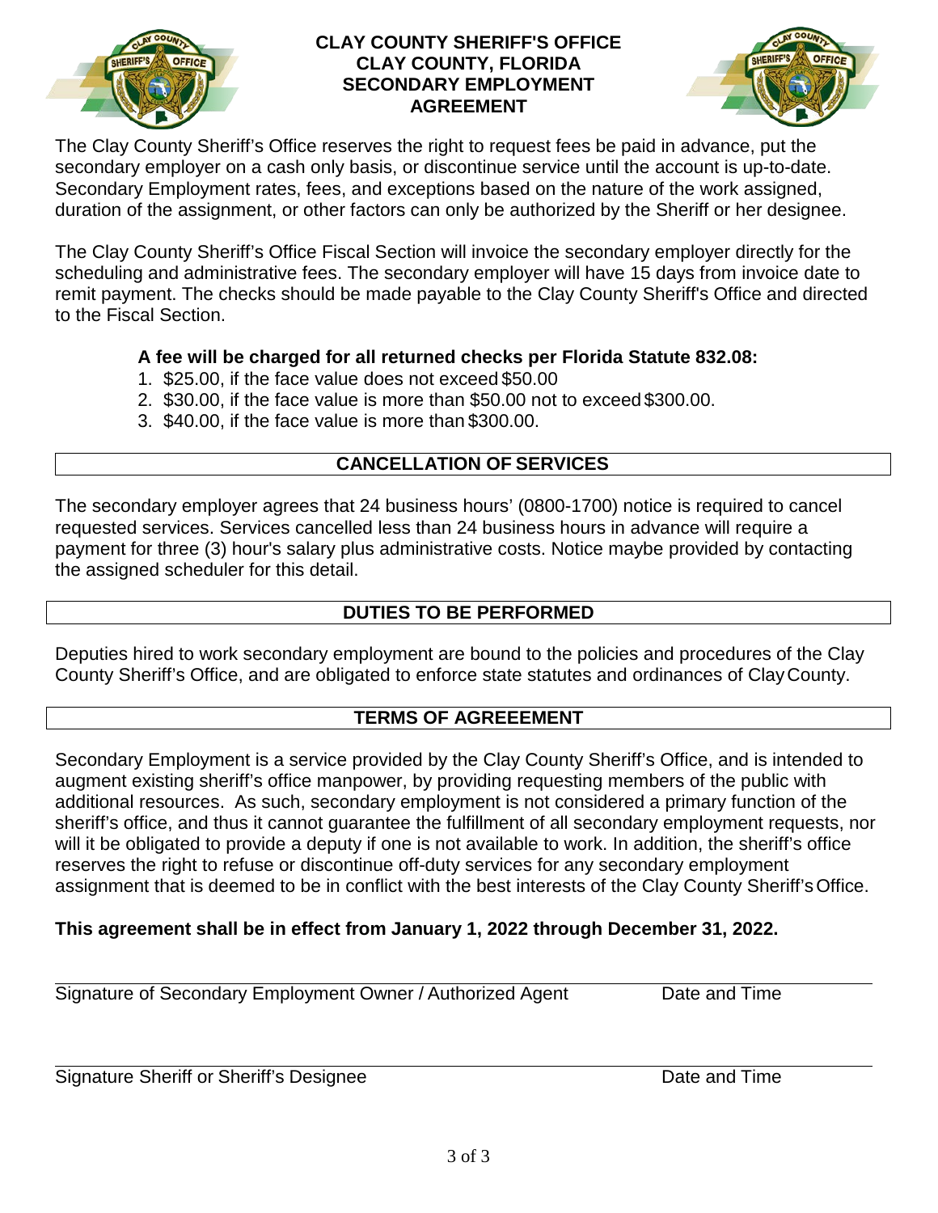**CLAY COUNTY SHERIFF'S OFFICE**
**CLAY COUNTY, FLORIDA**
**SECONDARY EMPLOYMENT**
**AGREEMENT**

The Clay County Sheriff's Office reserves the right to request fees be paid in advance, put the secondary employer on a cash only basis, or discontinue service until the account is up-to-date. Secondary Employment rates, fees, and exceptions based on the nature of the work assigned, duration of the assignment, or other factors can only be authorized by the Sheriff or her designee.

The Clay County Sheriff's Office Fiscal Section will invoice the secondary employer directly for the scheduling and administrative fees. The secondary employer will have 15 days from invoice date to remit payment. The checks should be made payable to the Clay County Sheriff's Office and directed to the Fiscal Section.

**A fee will be charged for all returned checks per Florida Statute 832.08:**

1. $25.00, if the face value does not exceed $50.00
2. $30.00, if the face value is more than $50.00 not to exceed $300.00.
3. $40.00, if the face value is more than $300.00.

## CANCELLATION OF SERVICES

The secondary employer agrees that 24 business hours' (0800-1700) notice is required to cancel requested services. Services cancelled less than 24 business hours in advance will require a payment for three (3) hour's salary plus administrative costs. Notice maybe provided by contacting the assigned scheduler for this detail.

## DUTIES TO BE PERFORMED

Deputies hired to work secondary employment are bound to the policies and procedures of the Clay County Sheriff's Office, and are obligated to enforce state statutes and ordinances of Clay County.

## TERMS OF AGREEEMENT

Secondary Employment is a service provided by the Clay County Sheriff's Office, and is intended to augment existing sheriff's office manpower, by providing requesting members of the public with additional resources. As such, secondary employment is not considered a primary function of the sheriff's office, and thus it cannot guarantee the fulfillment of all secondary employment requests, nor will it be obligated to provide a deputy if one is not available to work. In addition, the sheriff's office reserves the right to refuse or discontinue off-duty services for any secondary employment assignment that is deemed to be in conflict with the best interests of the Clay County Sheriff's Office.

**This agreement shall be in effect from January 1, 2022 through December 31, 2022.**

Signature of Secondary Employment Owner / Authorized Agent ____________ Date and Time ____________

Signature Sheriff or Sheriff's Designee ____________ Date and Time ____________